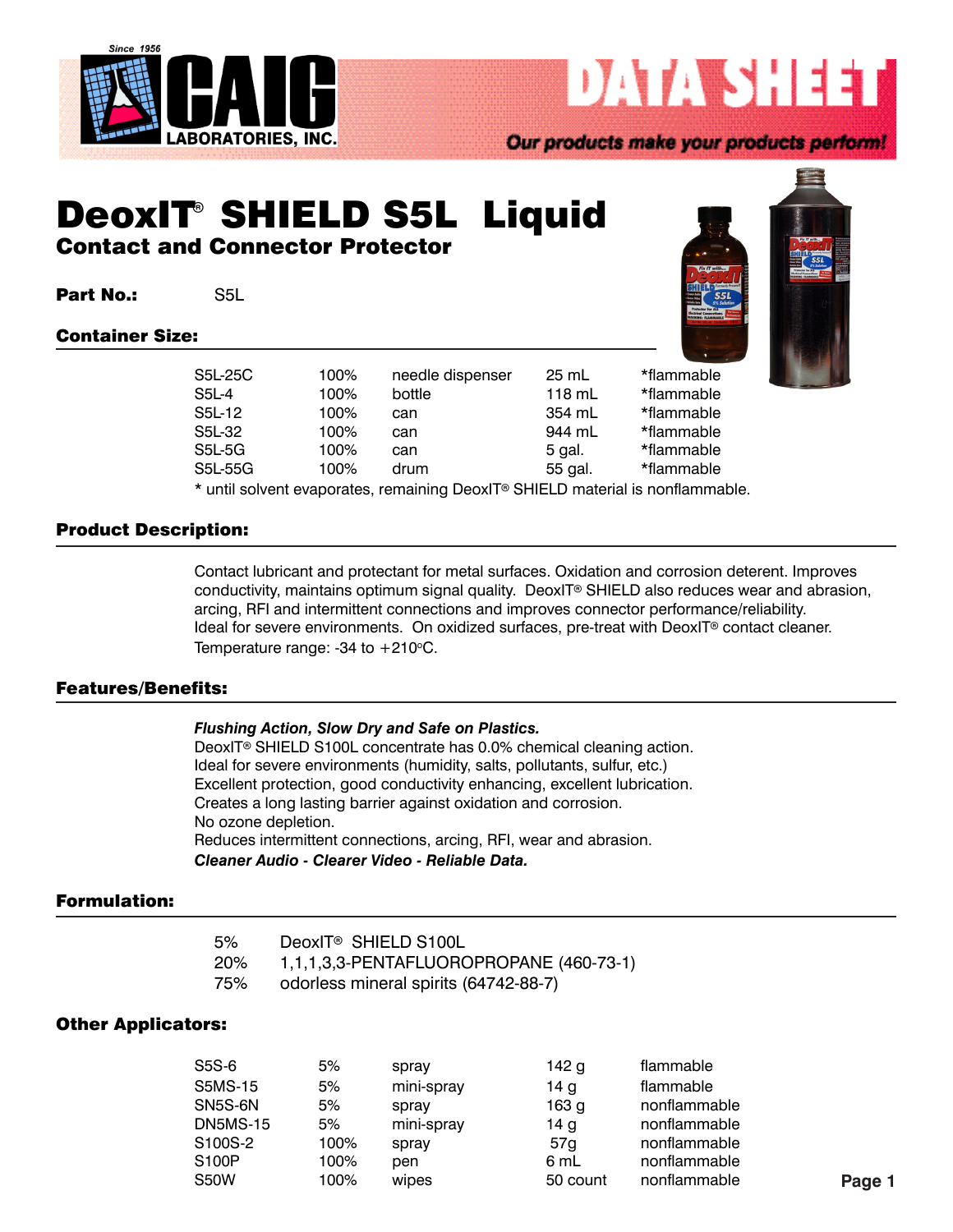# DeoxIT® SHIELD S5L Liquid

## Contact and Connector Protector

**Part No.:** S5L

### Container Size:

| | | | | |
|---|---|---|---|---|
| S5L-25C | 100% | needle dispenser | 25 mL | *flammable |
| S5L-4 | 100% | bottle | 118 mL | *flammable |
| S5L-12 | 100% | can | 354 mL | *flammable |
| S5L-32 | 100% | can | 944 mL | *flammable |
| S5L-5G | 100% | can | 5 gal. | *flammable |
| S5L-55G | 100% | drum | 55 gal. | *flammable |

* until solvent evaporates, remaining DeoxIT® SHIELD material is nonflammable.

### Product Description:

Contact lubricant and protectant for metal surfaces. Oxidation and corrosion deterent. Improves conductivity, maintains optimum signal quality. DeoxIT® SHIELD also reduces wear and abrasion, arcing, RFI and intermittent connections and improves connector performance/reliability. Ideal for severe environments. On oxidized surfaces, pre-treat with DeoxIT® contact cleaner. Temperature range: -34 to +210°C.

### Features/Benefits:

***Flushing Action, Slow Dry and Safe on Plastics.***
DeoxIT® SHIELD S100L concentrate has 0.0% chemical cleaning action.
Ideal for severe environments (humidity, salts, pollutants, sulfur, etc.)
Excellent protection, good conductivity enhancing, excellent lubrication.
Creates a long lasting barrier against oxidation and corrosion.
No ozone depletion.
Reduces intermittent connections, arcing, RFI, wear and abrasion.
***Cleaner Audio - Clearer Video - Reliable Data.***

### Formulation:

| | |
|---|---|
| 5% | DeoxIT® SHIELD S100L |
| 20% | 1,1,1,3,3-PENTAFLUOROPROPANE (460-73-1) |
| 75% | odorless mineral spirits (64742-88-7) |

### Other Applicators:

| | | | | |
|---|---|---|---|---|
| S5S-6 | 5% | spray | 142 g | flammable |
| S5MS-15 | 5% | mini-spray | 14 g | flammable |
| SN5S-6N | 5% | spray | 163 g | nonflammable |
| DN5MS-15 | 5% | mini-spray | 14 g | nonflammable |
| S100S-2 | 100% | spray | 57g | nonflammable |
| S100P | 100% | pen | 6 mL | nonflammable |
| S50W | 100% | wipes | 50 count | nonflammable |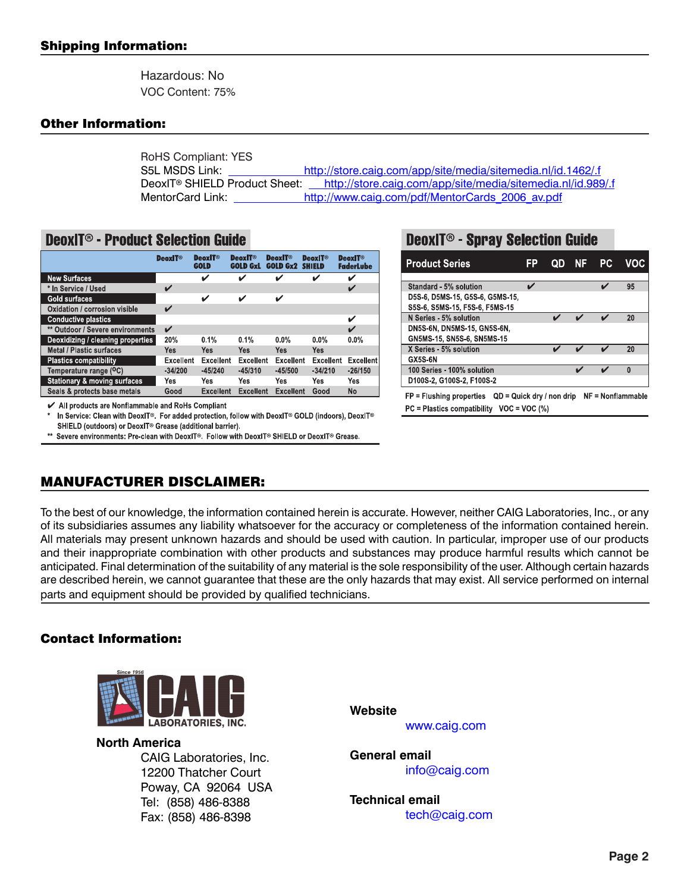## Shipping Information:

Hazardous: No
VOC Content: 75%

## Other Information:

RoHS Compliant: YES
S5L MSDS Link: http://store.caig.com/app/site/media/sitemedia.nl/id.1462/.f
DeoxIT® SHIELD Product Sheet: http://store.caig.com/app/site/media/sitemedia.nl/id.989/.f
MentorCard Link: http://www.caig.com/pdf/MentorCards_2006_av.pdf

## DeoxIT® - Product Selection Guide

| | DeoxIT® | DeoxIT® GOLD | DeoxIT® GOLD GxL | DeoxIT® GOLD Gx2 | DeoxIT® SHIELD | DeoxIT® FaderLube |
|---|---|---|---|---|---|---|
| New Surfaces | | ✔ | ✔ | ✔ | ✔ | ✔ |
| * In Service / Used | ✔ | | | | | ✔ |
| Gold surfaces | | ✔ | ✔ | ✔ | | |
| Oxidation / corrosion visible | ✔ | | | | | |
| Conductive plastics | | | | | | ✔ |
| ** Outdoor / Severe environments | ✔ | | | | | ✔ |
| Deoxidizing / cleaning properties | 20% | 0.1% | 0.1% | 0.0% | 0.0% | 0.0% |
| Metal / Plastic surfaces | Yes | Yes | Yes | Yes | Yes | |
| Plastics compatibility | Excellent | Excellent | Excellent | Excellent | Excellent | Excellent |
| Temperature range (°C) | -34/200 | -45/240 | -45/310 | -45/500 | -34/210 | -26/150 |
| Stationary & moving surfaces | Yes | Yes | Yes | Yes | Yes | Yes |
| Seals & protects base metals | Good | Excellent | Excellent | Excellent | Good | No |

✔ All products are Nonflammable and RoHs Compliant
\* In Service: Clean with DeoxIT®. For added protection, follow with DeoxIT® GOLD (indoors), DeoxIT® SHIELD (outdoors) or DeoxIT® Grease (additional barrier).
\*\* Severe environments: Pre-clean with DeoxIT®. Follow with DeoxIT® SHIELD or DeoxIT® Grease.

## DeoxIT® - Spray Selection Guide

| Product Series | FP | QD | NF | PC | VOC |
|---|---|---|---|---|---|
| Standard - 5% solution<br>D5S-6, D5MS-15, G5S-6, G5MS-15, S5S-6, S5MS-15, F5S-6, F5MS-15 | ✔ | | | ✔ | 95 |
| N Series - 5% solution<br>DN5S-6N, DN5MS-15, GN5S-6N, GN5MS-15, SN5S-6, SN5MS-15 | | ✔ | ✔ | ✔ | 20 |
| X Series - 5% solution<br>GX5S-6N | | ✔ | ✔ | ✔ | 20 |
| 100 Series - 100% solution<br>D100S-2, G100S-2, F100S-2 | | | ✔ | ✔ | 0 |

FP = Flushing properties QD = Quick dry / non drip NF = Nonflammable
PC = Plastics compatibility VOC = VOC (%)

## MANUFACTURER DISCLAIMER:

To the best of our knowledge, the information contained herein is accurate. However, neither CAIG Laboratories, Inc., or any of its subsidiaries assumes any liability whatsoever for the accuracy or completeness of the information contained herein. All materials may present unknown hazards and should be used with caution. In particular, improper use of our products and their inappropriate combination with other products and substances may produce harmful results which cannot be anticipated. Final determination of the suitability of any material is the sole responsibility of the user. Although certain hazards are described herein, we cannot guarantee that these are the only hazards that may exist. All service performed on internal parts and equipment should be provided by qualified technicians.

## Contact Information:

Since 1956
CAIG LABORATORIES, INC.

**North America**
CAIG Laboratories, Inc.
12200 Thatcher Court
Poway, CA 92064 USA
Tel: (858) 486-8388
Fax: (858) 486-8398

**Website**
www.caig.com

**General email**
info@caig.com

**Technical email**
tech@caig.com